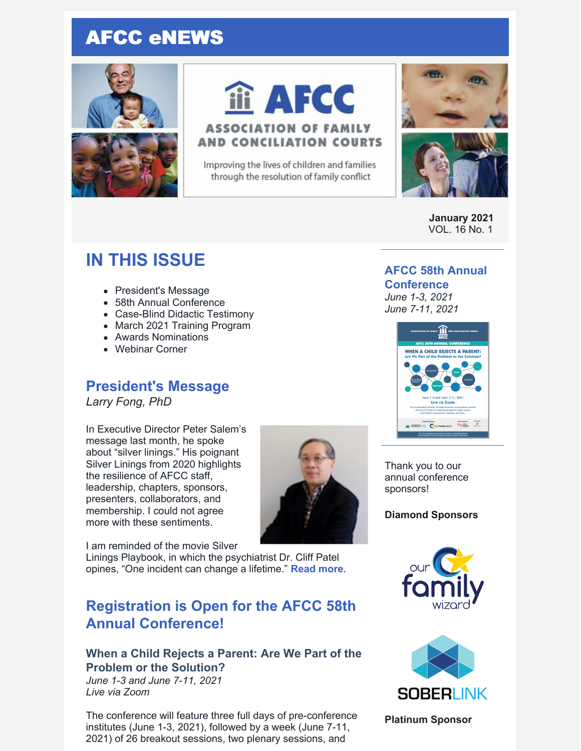# AFCC eNEWS

**AFCC**
**ASSOCIATION OF FAMILY AND CONCILIATION COURTS**
Improving the lives of children and families through the resolution of family conflict

**January 2021**
VOL. 16 No. 1

## IN THIS ISSUE

- President's Message
- 58th Annual Conference
- Case-Blind Didactic Testimony
- March 2021 Training Program
- Awards Nominations
- Webinar Corner

## President's Message

*Larry Fong, PhD*

In Executive Director Peter Salem's message last month, he spoke about "silver linings." His poignant Silver Linings from 2020 highlights the resilience of AFCC staff, leadership, chapters, sponsors, presenters, collaborators, and membership. I could not agree more with these sentiments.

I am reminded of the movie Silver Linings Playbook, in which the psychiatrist Dr. Cliff Patel opines, "One incident can change a lifetime." **Read more**.

## Registration is Open for the AFCC 58th Annual Conference!

### When a Child Rejects a Parent: Are We Part of the Problem or the Solution?

*June 1-3 and June 7-11, 2021*
*Live via Zoom*

The conference will feature three full days of pre-conference institutes (June 1-3, 2021), followed by a week (June 7-11, 2021) of 26 breakout sessions, two plenary sessions, and

## AFCC 58th Annual Conference

*June 1-3, 2021*
*June 7-11, 2021*

Thank you to our annual conference sponsors!

**Diamond Sponsors**

our family wizard

SOBERLINK

**Platinum Sponsor**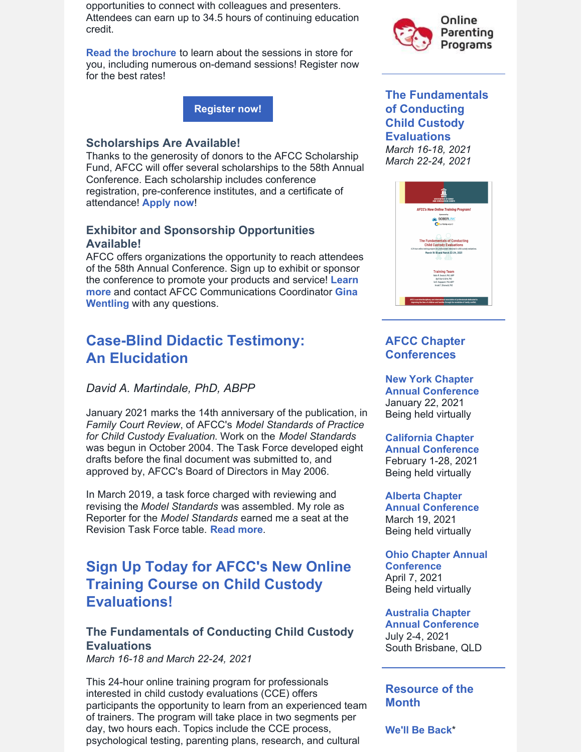opportunities to connect with colleagues and presenters. Attendees can earn up to 34.5 hours of continuing education credit.

**Read the brochure** to learn about the sessions in store for you, including numerous on-demand sessions! Register now for the best rates!

**Register now!**

### Scholarships Are Available!

Thanks to the generosity of donors to the AFCC Scholarship Fund, AFCC will offer several scholarships to the 58th Annual Conference. Each scholarship includes conference registration, pre-conference institutes, and a certificate of attendance! **Apply now**!

### Exhibitor and Sponsorship Opportunities Available!

AFCC offers organizations the opportunity to reach attendees of the 58th Annual Conference. Sign up to exhibit or sponsor the conference to promote your products and service! **Learn more** and contact AFCC Communications Coordinator **Gina Wentling** with any questions.

## Case-Blind Didactic Testimony: An Elucidation

*David A. Martindale, PhD, ABPP*

January 2021 marks the 14th anniversary of the publication, in *Family Court Review*, of AFCC's *Model Standards of Practice for Child Custody Evaluation*. Work on the *Model Standards* was begun in October 2004. The Task Force developed eight drafts before the final document was submitted to, and approved by, AFCC's Board of Directors in May 2006.

In March 2019, a task force charged with reviewing and revising the *Model Standards* was assembled. My role as Reporter for the *Model Standards* earned me a seat at the Revision Task Force table. **Read more**.

## Sign Up Today for AFCC's New Online Training Course on Child Custody Evaluations!

### The Fundamentals of Conducting Child Custody Evaluations

*March 16-18 and March 22-24, 2021*

This 24-hour online training program for professionals interested in child custody evaluations (CCE) offers participants the opportunity to learn from an experienced team of trainers. The program will take place in two segments per day, two hours each. Topics include the CCE process, psychological testing, parenting plans, research, and cultural

Online Parenting Programs

## The Fundamentals of Conducting Child Custody Evaluations

*March 16-18, 2021*
*March 22-24, 2021*

## AFCC Chapter Conferences

**New York Chapter Annual Conference**
January 22, 2021
Being held virtually

**California Chapter Annual Conference**
February 1-28, 2021
Being held virtually

**Alberta Chapter Annual Conference**
March 19, 2021
Being held virtually

**Ohio Chapter Annual Conference**
April 7, 2021
Being held virtually

**Australia Chapter Annual Conference**
July 2-4, 2021
South Brisbane, QLD

## Resource of the Month

**We'll Be Back***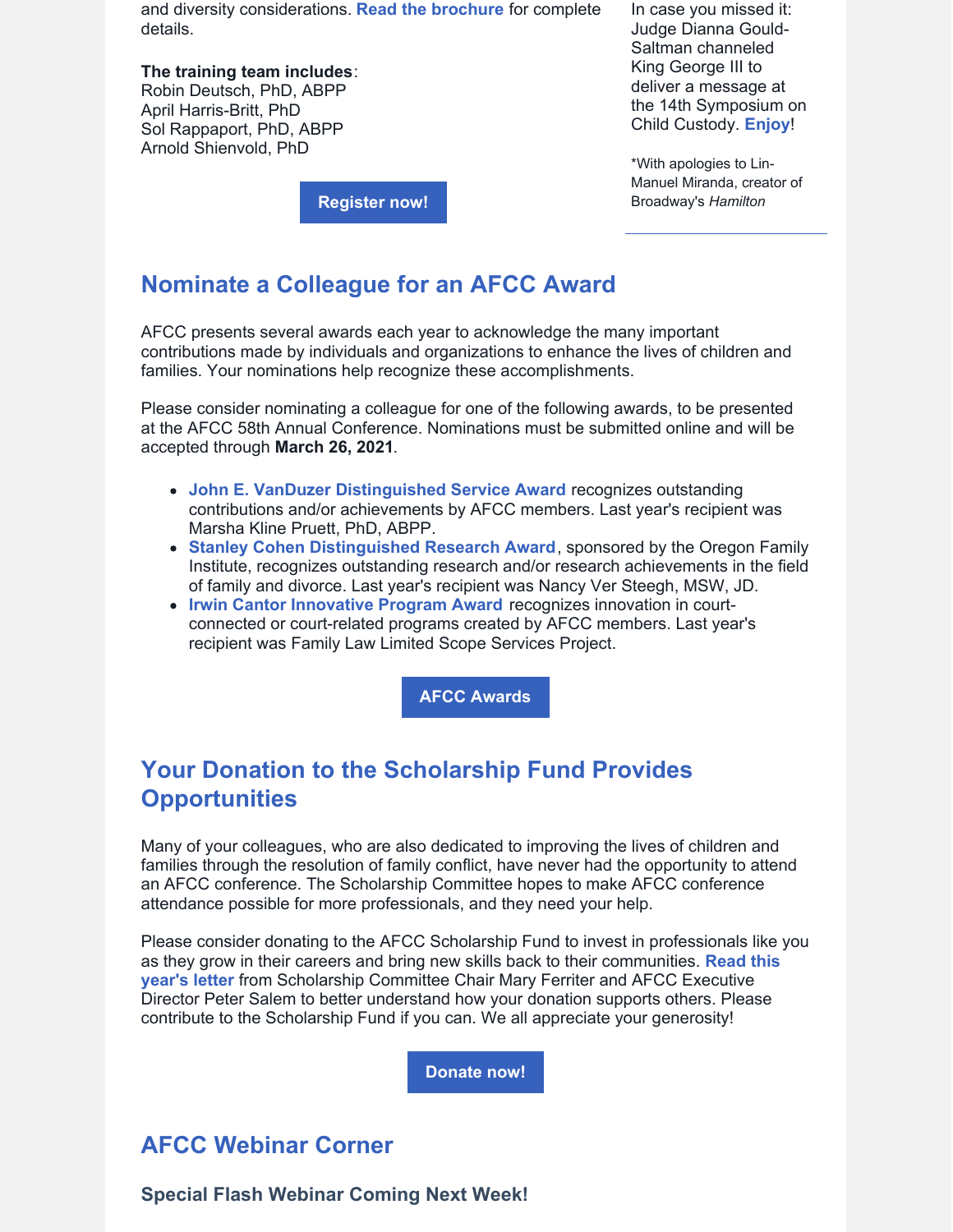and diversity considerations. **Read the brochure** for complete details.

**The training team includes**:
Robin Deutsch, PhD, ABPP
April Harris-Britt, PhD
Sol Rappaport, PhD, ABPP
Arnold Shienvold, PhD

**Register now!**

In case you missed it: Judge Dianna Gould-Saltman channeled King George III to deliver a message at the 14th Symposium on Child Custody. **Enjoy**!

*With apologies to Lin-Manuel Miranda, creator of Broadway's *Hamilton*

## Nominate a Colleague for an AFCC Award

AFCC presents several awards each year to acknowledge the many important contributions made by individuals and organizations to enhance the lives of children and families. Your nominations help recognize these accomplishments.

Please consider nominating a colleague for one of the following awards, to be presented at the AFCC 58th Annual Conference. Nominations must be submitted online and will be accepted through **March 26, 2021**.

- **John E. VanDuzer Distinguished Service Award** recognizes outstanding contributions and/or achievements by AFCC members. Last year's recipient was Marsha Kline Pruett, PhD, ABPP.
- **Stanley Cohen Distinguished Research Award**, sponsored by the Oregon Family Institute, recognizes outstanding research and/or research achievements in the field of family and divorce. Last year's recipient was Nancy Ver Steegh, MSW, JD.
- **Irwin Cantor Innovative Program Award** recognizes innovation in court-connected or court-related programs created by AFCC members. Last year's recipient was Family Law Limited Scope Services Project.

**AFCC Awards**

## Your Donation to the Scholarship Fund Provides Opportunities

Many of your colleagues, who are also dedicated to improving the lives of children and families through the resolution of family conflict, have never had the opportunity to attend an AFCC conference. The Scholarship Committee hopes to make AFCC conference attendance possible for more professionals, and they need your help.

Please consider donating to the AFCC Scholarship Fund to invest in professionals like you as they grow in their careers and bring new skills back to their communities. **Read this year's letter** from Scholarship Committee Chair Mary Ferriter and AFCC Executive Director Peter Salem to better understand how your donation supports others. Please contribute to the Scholarship Fund if you can. We all appreciate your generosity!

**Donate now!**

## AFCC Webinar Corner

### Special Flash Webinar Coming Next Week!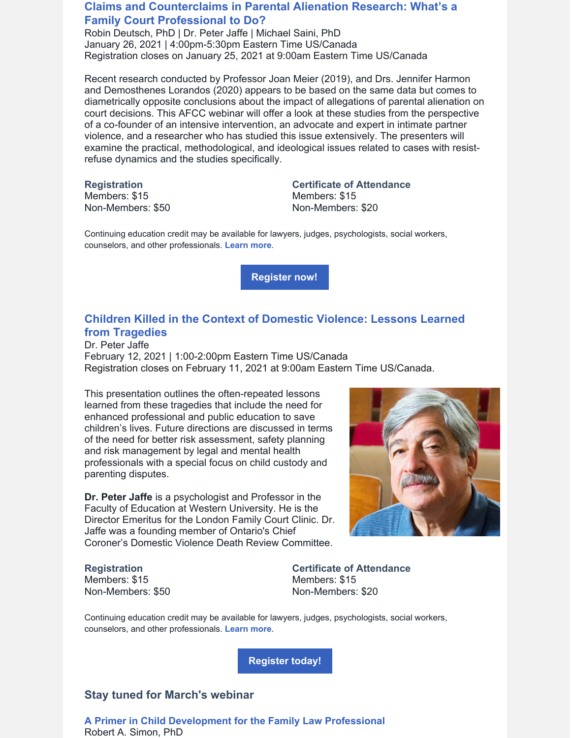## Claims and Counterclaims in Parental Alienation Research: What's a Family Court Professional to Do?

Robin Deutsch, PhD | Dr. Peter Jaffe | Michael Saini, PhD
January 26, 2021 | 4:00pm-5:30pm Eastern Time US/Canada
Registration closes on January 25, 2021 at 9:00am Eastern Time US/Canada

Recent research conducted by Professor Joan Meier (2019), and Drs. Jennifer Harmon and Demosthenes Lorandos (2020) appears to be based on the same data but comes to diametrically opposite conclusions about the impact of allegations of parental alienation on court decisions. This AFCC webinar will offer a look at these studies from the perspective of a co-founder of an intensive intervention, an advocate and expert in intimate partner violence, and a researcher who has studied this issue extensively. The presenters will examine the practical, methodological, and ideological issues related to cases with resist-refuse dynamics and the studies specifically.

**Registration**
Members: $15
Non-Members: $50

**Certificate of Attendance**
Members: $15
Non-Members: $20

Continuing education credit may be available for lawyers, judges, psychologists, social workers, counselors, and other professionals. **Learn more**.

**Register now!**

## Children Killed in the Context of Domestic Violence: Lessons Learned from Tragedies

Dr. Peter Jaffe
February 12, 2021 | 1:00-2:00pm Eastern Time US/Canada
Registration closes on February 11, 2021 at 9:00am Eastern Time US/Canada.

This presentation outlines the often-repeated lessons learned from these tragedies that include the need for enhanced professional and public education to save children's lives. Future directions are discussed in terms of the need for better risk assessment, safety planning and risk management by legal and mental health professionals with a special focus on child custody and parenting disputes.

**Dr. Peter Jaffe** is a psychologist and Professor in the Faculty of Education at Western University. He is the Director Emeritus for the London Family Court Clinic. Dr. Jaffe was a founding member of Ontario's Chief Coroner's Domestic Violence Death Review Committee.

**Registration**
Members: $15
Non-Members: $50

**Certificate of Attendance**
Members: $15
Non-Members: $20

Continuing education credit may be available for lawyers, judges, psychologists, social workers, counselors, and other professionals. **Learn more**.

**Register today!**

### Stay tuned for March's webinar

**A Primer in Child Development for the Family Law Professional**
Robert A. Simon, PhD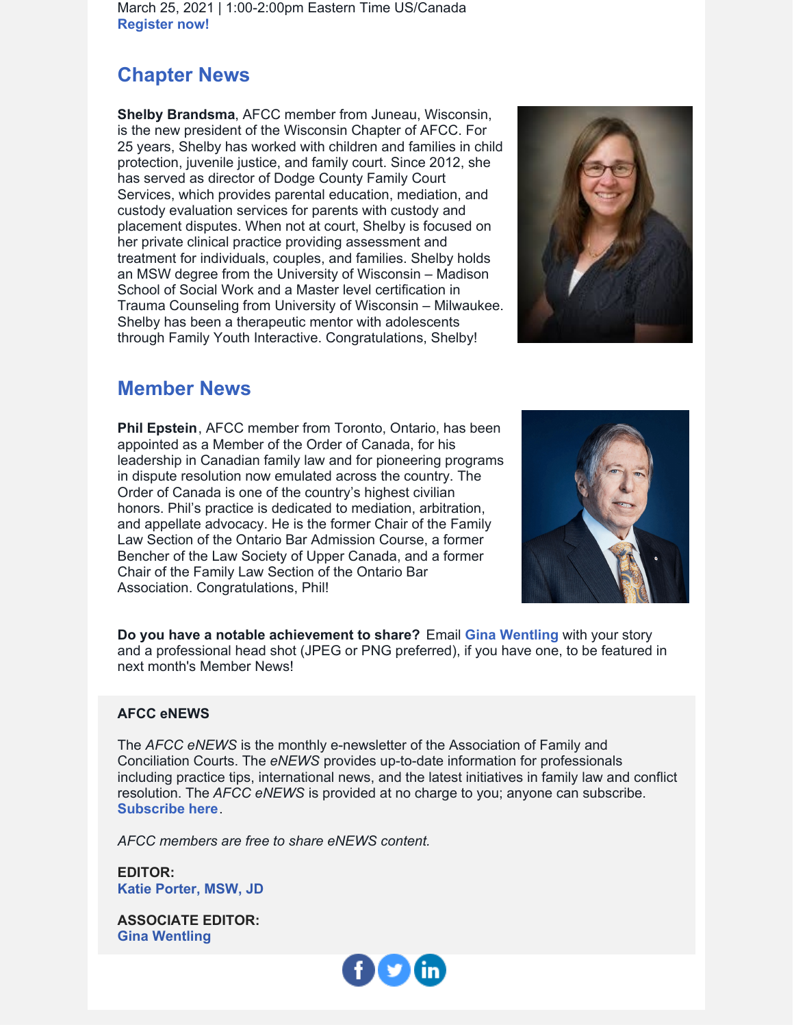March 25, 2021 | 1:00-2:00pm Eastern Time US/Canada
**Register now!**

## Chapter News

**Shelby Brandsma**, AFCC member from Juneau, Wisconsin, is the new president of the Wisconsin Chapter of AFCC. For 25 years, Shelby has worked with children and families in child protection, juvenile justice, and family court. Since 2012, she has served as director of Dodge County Family Court Services, which provides parental education, mediation, and custody evaluation services for parents with custody and placement disputes. When not at court, Shelby is focused on her private clinical practice providing assessment and treatment for individuals, couples, and families. Shelby holds an MSW degree from the University of Wisconsin – Madison School of Social Work and a Master level certification in Trauma Counseling from University of Wisconsin – Milwaukee. Shelby has been a therapeutic mentor with adolescents through Family Youth Interactive. Congratulations, Shelby!

## Member News

**Phil Epstein**, AFCC member from Toronto, Ontario, has been appointed as a Member of the Order of Canada, for his leadership in Canadian family law and for pioneering programs in dispute resolution now emulated across the country. The Order of Canada is one of the country's highest civilian honors. Phil's practice is dedicated to mediation, arbitration, and appellate advocacy. He is the former Chair of the Family Law Section of the Ontario Bar Admission Course, a former Bencher of the Law Society of Upper Canada, and a former Chair of the Family Law Section of the Ontario Bar Association. Congratulations, Phil!

**Do you have a notable achievement to share?** Email **Gina Wentling** with your story and a professional head shot (JPEG or PNG preferred), if you have one, to be featured in next month's Member News!

**AFCC eNEWS**

The *AFCC eNEWS* is the monthly e-newsletter of the Association of Family and Conciliation Courts. The *eNEWS* provides up-to-date information for professionals including practice tips, international news, and the latest initiatives in family law and conflict resolution. The *AFCC eNEWS* is provided at no charge to you; anyone can subscribe. **Subscribe here**.

*AFCC members are free to share eNEWS content.*

**EDITOR:**
**Katie Porter, MSW, JD**

**ASSOCIATE EDITOR:**
**Gina Wentling**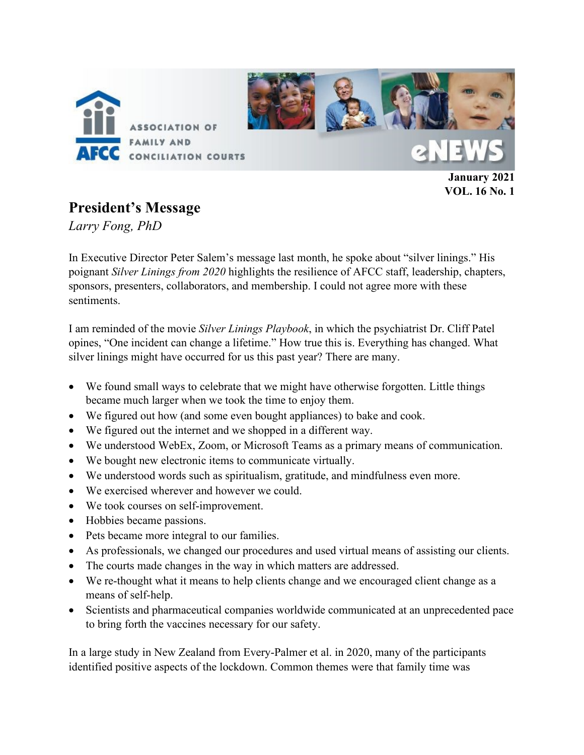ASSOCIATION OF FAMILY AND CONCILIATION COURTS

eNEWS

**January 2021**
**VOL. 16 No. 1**

## President's Message

*Larry Fong, PhD*

In Executive Director Peter Salem's message last month, he spoke about "silver linings." His poignant *Silver Linings from 2020* highlights the resilience of AFCC staff, leadership, chapters, sponsors, presenters, collaborators, and membership. I could not agree more with these sentiments.

I am reminded of the movie *Silver Linings Playbook*, in which the psychiatrist Dr. Cliff Patel opines, "One incident can change a lifetime." How true this is. Everything has changed. What silver linings might have occurred for us this past year? There are many.

- We found small ways to celebrate that we might have otherwise forgotten. Little things became much larger when we took the time to enjoy them.
- We figured out how (and some even bought appliances) to bake and cook.
- We figured out the internet and we shopped in a different way.
- We understood WebEx, Zoom, or Microsoft Teams as a primary means of communication.
- We bought new electronic items to communicate virtually.
- We understood words such as spiritualism, gratitude, and mindfulness even more.
- We exercised wherever and however we could.
- We took courses on self-improvement.
- Hobbies became passions.
- Pets became more integral to our families.
- As professionals, we changed our procedures and used virtual means of assisting our clients.
- The courts made changes in the way in which matters are addressed.
- We re-thought what it means to help clients change and we encouraged client change as a means of self-help.
- Scientists and pharmaceutical companies worldwide communicated at an unprecedented pace to bring forth the vaccines necessary for our safety.

In a large study in New Zealand from Every-Palmer et al. in 2020, many of the participants identified positive aspects of the lockdown. Common themes were that family time was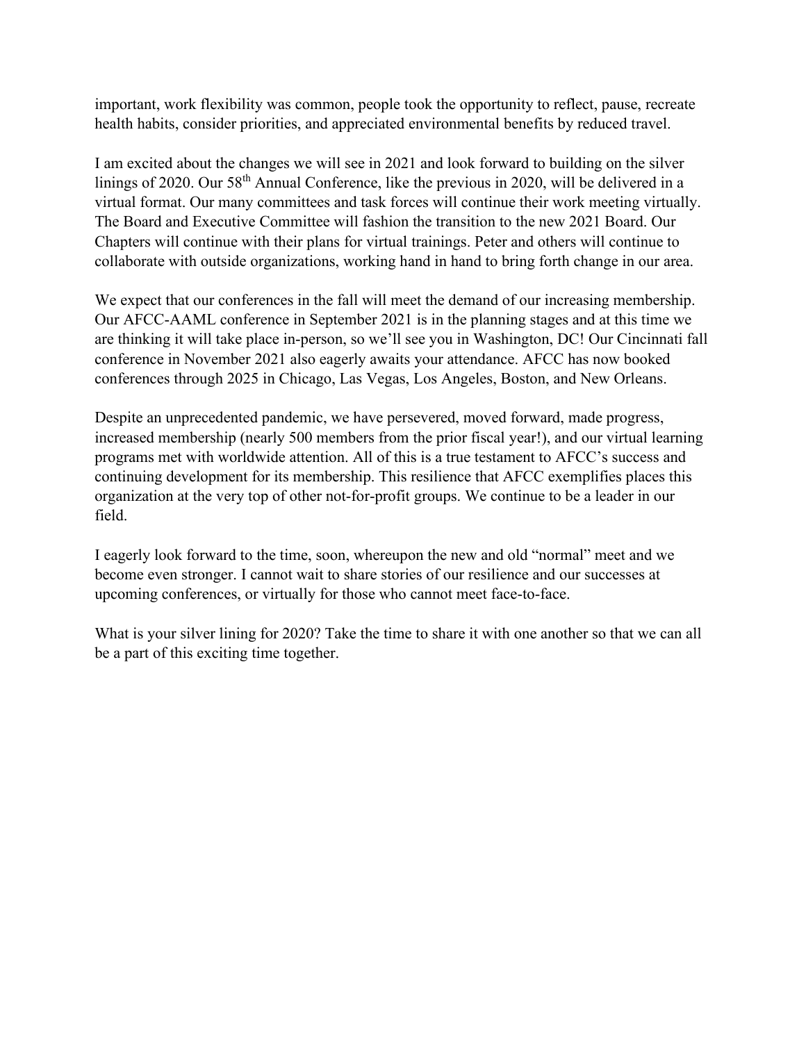important, work flexibility was common, people took the opportunity to reflect, pause, recreate health habits, consider priorities, and appreciated environmental benefits by reduced travel.

I am excited about the changes we will see in 2021 and look forward to building on the silver linings of 2020. Our 58th Annual Conference, like the previous in 2020, will be delivered in a virtual format. Our many committees and task forces will continue their work meeting virtually. The Board and Executive Committee will fashion the transition to the new 2021 Board. Our Chapters will continue with their plans for virtual trainings. Peter and others will continue to collaborate with outside organizations, working hand in hand to bring forth change in our area.

We expect that our conferences in the fall will meet the demand of our increasing membership. Our AFCC-AAML conference in September 2021 is in the planning stages and at this time we are thinking it will take place in-person, so we'll see you in Washington, DC! Our Cincinnati fall conference in November 2021 also eagerly awaits your attendance. AFCC has now booked conferences through 2025 in Chicago, Las Vegas, Los Angeles, Boston, and New Orleans.

Despite an unprecedented pandemic, we have persevered, moved forward, made progress, increased membership (nearly 500 members from the prior fiscal year!), and our virtual learning programs met with worldwide attention. All of this is a true testament to AFCC's success and continuing development for its membership. This resilience that AFCC exemplifies places this organization at the very top of other not-for-profit groups. We continue to be a leader in our field.

I eagerly look forward to the time, soon, whereupon the new and old "normal" meet and we become even stronger. I cannot wait to share stories of our resilience and our successes at upcoming conferences, or virtually for those who cannot meet face-to-face.

What is your silver lining for 2020? Take the time to share it with one another so that we can all be a part of this exciting time together.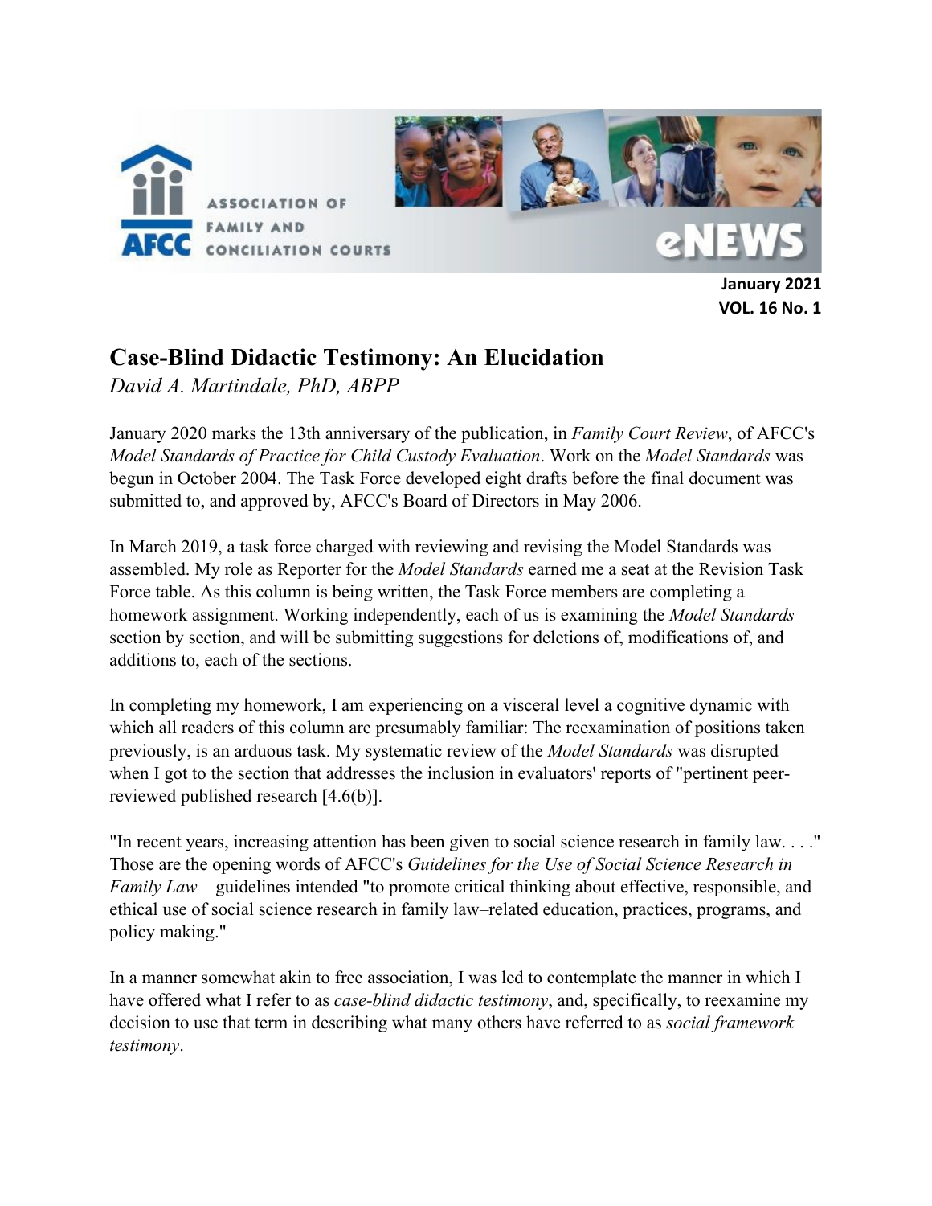January 2021
VOL. 16 No. 1

# Case-Blind Didactic Testimony: An Elucidation

*David A. Martindale, PhD, ABPP*

January 2020 marks the 13th anniversary of the publication, in *Family Court Review*, of AFCC's *Model Standards of Practice for Child Custody Evaluation*. Work on the *Model Standards* was begun in October 2004. The Task Force developed eight drafts before the final document was submitted to, and approved by, AFCC's Board of Directors in May 2006.

In March 2019, a task force charged with reviewing and revising the Model Standards was assembled. My role as Reporter for the *Model Standards* earned me a seat at the Revision Task Force table. As this column is being written, the Task Force members are completing a homework assignment. Working independently, each of us is examining the *Model Standards* section by section, and will be submitting suggestions for deletions of, modifications of, and additions to, each of the sections.

In completing my homework, I am experiencing on a visceral level a cognitive dynamic with which all readers of this column are presumably familiar: The reexamination of positions taken previously, is an arduous task. My systematic review of the *Model Standards* was disrupted when I got to the section that addresses the inclusion in evaluators' reports of "pertinent peer-reviewed published research [4.6(b)].

"In recent years, increasing attention has been given to social science research in family law. . . ." Those are the opening words of AFCC's *Guidelines for the Use of Social Science Research in Family Law* – guidelines intended "to promote critical thinking about effective, responsible, and ethical use of social science research in family law–related education, practices, programs, and policy making."

In a manner somewhat akin to free association, I was led to contemplate the manner in which I have offered what I refer to as *case-blind didactic testimony*, and, specifically, to reexamine my decision to use that term in describing what many others have referred to as *social framework testimony*.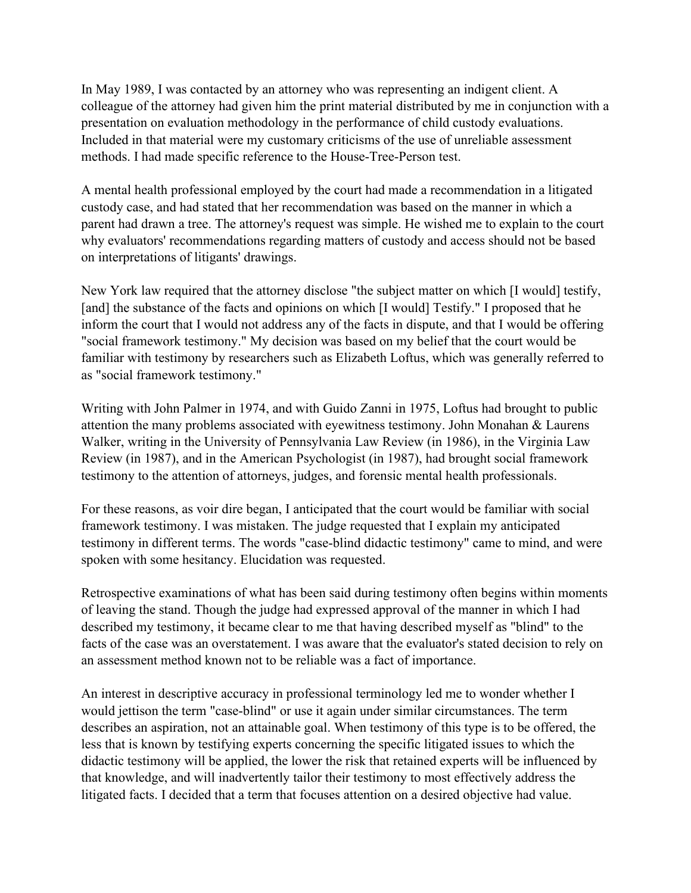In May 1989, I was contacted by an attorney who was representing an indigent client. A colleague of the attorney had given him the print material distributed by me in conjunction with a presentation on evaluation methodology in the performance of child custody evaluations. Included in that material were my customary criticisms of the use of unreliable assessment methods. I had made specific reference to the House-Tree-Person test.

A mental health professional employed by the court had made a recommendation in a litigated custody case, and had stated that her recommendation was based on the manner in which a parent had drawn a tree. The attorney's request was simple. He wished me to explain to the court why evaluators' recommendations regarding matters of custody and access should not be based on interpretations of litigants' drawings.

New York law required that the attorney disclose "the subject matter on which [I would] testify, [and] the substance of the facts and opinions on which [I would] Testify." I proposed that he inform the court that I would not address any of the facts in dispute, and that I would be offering "social framework testimony." My decision was based on my belief that the court would be familiar with testimony by researchers such as Elizabeth Loftus, which was generally referred to as "social framework testimony."

Writing with John Palmer in 1974, and with Guido Zanni in 1975, Loftus had brought to public attention the many problems associated with eyewitness testimony. John Monahan & Laurens Walker, writing in the University of Pennsylvania Law Review (in 1986), in the Virginia Law Review (in 1987), and in the American Psychologist (in 1987), had brought social framework testimony to the attention of attorneys, judges, and forensic mental health professionals.

For these reasons, as voir dire began, I anticipated that the court would be familiar with social framework testimony. I was mistaken. The judge requested that I explain my anticipated testimony in different terms. The words "case-blind didactic testimony" came to mind, and were spoken with some hesitancy. Elucidation was requested.

Retrospective examinations of what has been said during testimony often begins within moments of leaving the stand. Though the judge had expressed approval of the manner in which I had described my testimony, it became clear to me that having described myself as "blind" to the facts of the case was an overstatement. I was aware that the evaluator's stated decision to rely on an assessment method known not to be reliable was a fact of importance.

An interest in descriptive accuracy in professional terminology led me to wonder whether I would jettison the term "case-blind" or use it again under similar circumstances. The term describes an aspiration, not an attainable goal. When testimony of this type is to be offered, the less that is known by testifying experts concerning the specific litigated issues to which the didactic testimony will be applied, the lower the risk that retained experts will be influenced by that knowledge, and will inadvertently tailor their testimony to most effectively address the litigated facts. I decided that a term that focuses attention on a desired objective had value.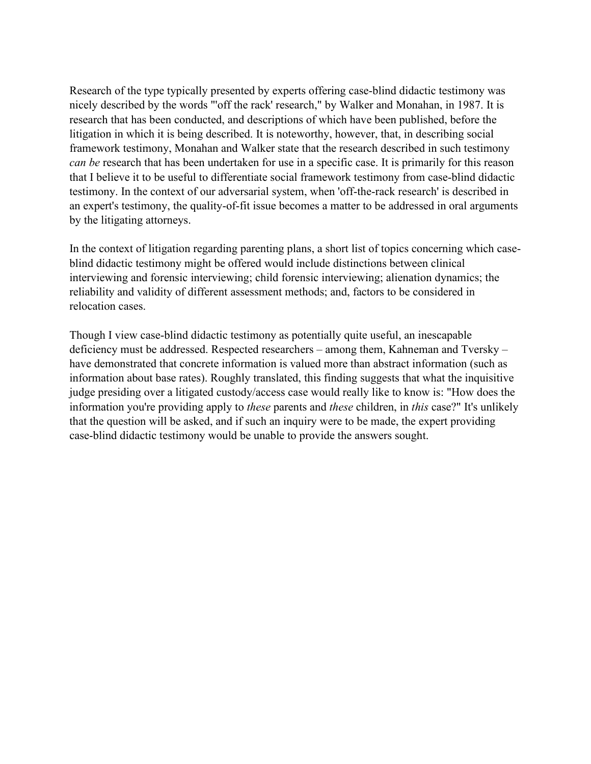Research of the type typically presented by experts offering case-blind didactic testimony was nicely described by the words "'off the rack' research," by Walker and Monahan, in 1987. It is research that has been conducted, and descriptions of which have been published, before the litigation in which it is being described. It is noteworthy, however, that, in describing social framework testimony, Monahan and Walker state that the research described in such testimony *can be* research that has been undertaken for use in a specific case. It is primarily for this reason that I believe it to be useful to differentiate social framework testimony from case-blind didactic testimony. In the context of our adversarial system, when 'off-the-rack research' is described in an expert's testimony, the quality-of-fit issue becomes a matter to be addressed in oral arguments by the litigating attorneys.

In the context of litigation regarding parenting plans, a short list of topics concerning which case-blind didactic testimony might be offered would include distinctions between clinical interviewing and forensic interviewing; child forensic interviewing; alienation dynamics; the reliability and validity of different assessment methods; and, factors to be considered in relocation cases.

Though I view case-blind didactic testimony as potentially quite useful, an inescapable deficiency must be addressed. Respected researchers – among them, Kahneman and Tversky – have demonstrated that concrete information is valued more than abstract information (such as information about base rates). Roughly translated, this finding suggests that what the inquisitive judge presiding over a litigated custody/access case would really like to know is: "How does the information you're providing apply to *these* parents and *these* children, in *this* case?" It's unlikely that the question will be asked, and if such an inquiry were to be made, the expert providing case-blind didactic testimony would be unable to provide the answers sought.